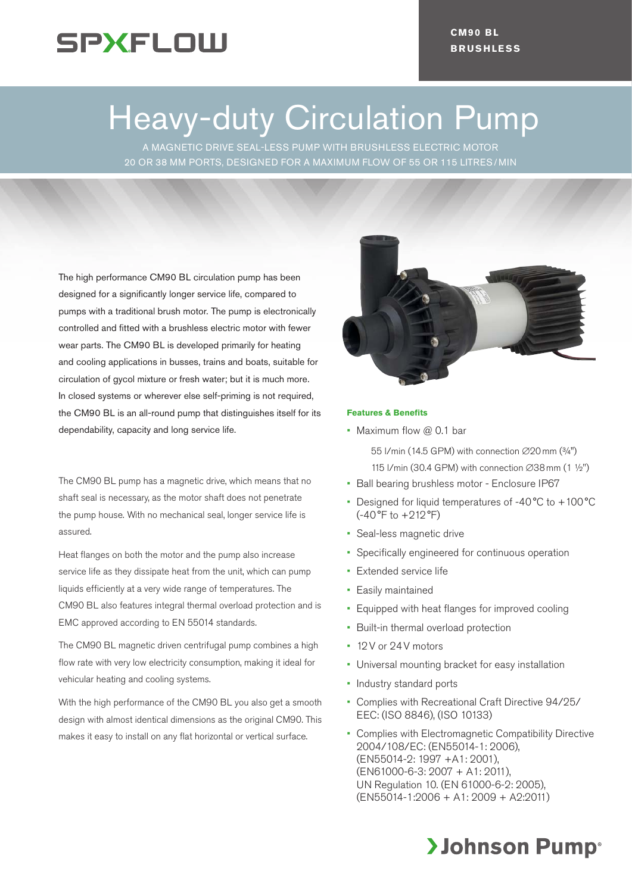SPXFLOW

**CM90 BL BRUSHLESS**

# Heavy-duty Circulation Pump

A MAGNETIC DRIVE SEAL-LESS PUMP WITH BRUSHLESS ELECTRIC MOTOR
20 OR 38 MM PORTS, DESIGNED FOR A MAXIMUM FLOW OF 55 OR 115 LITRES/MIN

The high performance CM90 BL circulation pump has been designed for a significantly longer service life, compared to pumps with a traditional brush motor. The pump is electronically controlled and fitted with a brushless electric motor with fewer wear parts. The CM90 BL is developed primarily for heating and cooling applications in busses, trains and boats, suitable for circulation of gycol mixture or fresh water; but it is much more. In closed systems or wherever else self-priming is not required, the CM90 BL is an all-round pump that distinguishes itself for its dependability, capacity and long service life.

The CM90 BL pump has a magnetic drive, which means that no shaft seal is necessary, as the motor shaft does not penetrate the pump house. With no mechanical seal, longer service life is assured.

Heat flanges on both the motor and the pump also increase service life as they dissipate heat from the unit, which can pump liquids efficiently at a very wide range of temperatures. The CM90 BL also features integral thermal overload protection and is EMC approved according to EN 55014 standards.

The CM90 BL magnetic driven centrifugal pump combines a high flow rate with very low electricity consumption, making it ideal for vehicular heating and cooling systems.

With the high performance of the CM90 BL you also get a smooth design with almost identical dimensions as the original CM90. This makes it easy to install on any flat horizontal or vertical surface.

### Features & Benefits

- Maximum flow @ 0.1 bar
  - 55 l/min (14.5 GPM) with connection ∅20 mm (¾")
  - 115 l/min (30.4 GPM) with connection ∅38 mm (1 ½")
- Ball bearing brushless motor - Enclosure IP67
- Designed for liquid temperatures of -40 °C to +100 °C (-40 °F to +212 °F)
- Seal-less magnetic drive
- Specifically engineered for continuous operation
- Extended service life
- Easily maintained
- Equipped with heat flanges for improved cooling
- Built-in thermal overload protection
- 12 V or 24 V motors
- Universal mounting bracket for easy installation
- Industry standard ports
- Complies with Recreational Craft Directive 94/25/EEC: (ISO 8846), (ISO 10133)
- Complies with Electromagnetic Compatibility Directive 2004/108/EC: (EN55014-1: 2006), (EN55014-2: 1997 +A1: 2001), (EN61000-6-3: 2007 + A1: 2011), UN Regulation 10. (EN 61000-6-2: 2005), (EN55014-1:2006 + A1: 2009 + A2:2011)

Johnson Pump®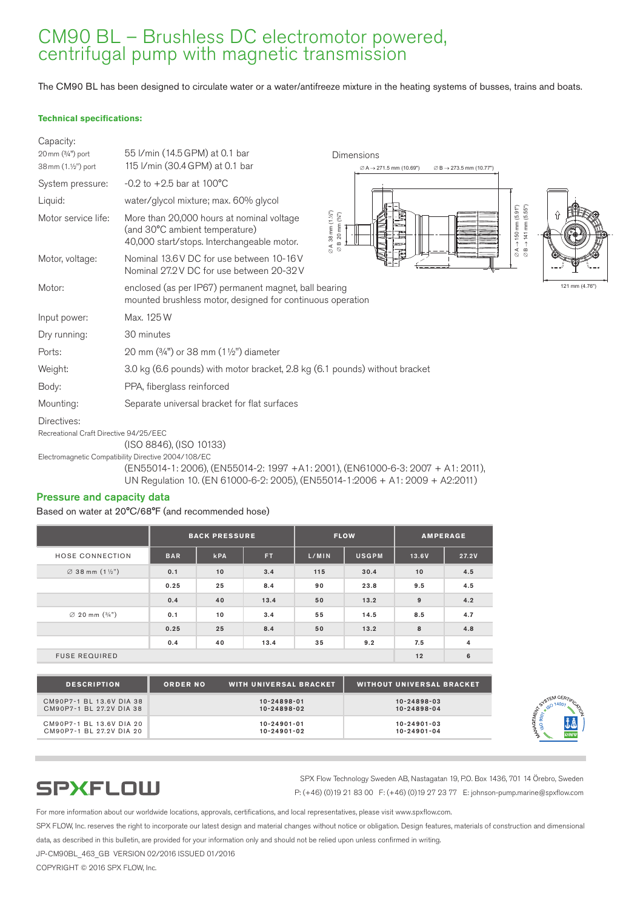# CM90 BL – Brushless DC electromotor powered, centrifugal pump with magnetic transmission

The CM90 BL has been designed to circulate water or a water/antifreeze mixture in the heating systems of busses, trains and boats.

#### Technical specifications:

| | |
|---|---|
| Capacity: | |
| 20 mm (¾") port | 55 l/min (14.5 GPM) at 0.1 bar |
| 38 mm (1.½") port | 115 l/min (30.4 GPM) at 0.1 bar |
| System pressure: | -0.2 to +2.5 bar at 100°C |
| Liquid: | water/glycol mixture; max. 60% glycol |
| Motor service life: | More than 20,000 hours at nominal voltage (and 30°C ambient temperature) 40,000 start/stops. Interchangeable motor. |
| Motor, voltage: | Nominal 13.6 V DC for use between 10-16 V<br>Nominal 27.2 V DC for use between 20-32 V |
| Motor: | enclosed (as per IP67) permanent magnet, ball bearing mounted brushless motor, designed for continuous operation |
| Input power: | Max. 125 W |
| Dry running: | 30 minutes |
| Ports: | 20 mm (¾") or 38 mm (1½") diameter |
| Weight: | 3.0 kg (6.6 pounds) with motor bracket, 2.8 kg (6.1 pounds) without bracket |
| Body: | PPA, fiberglass reinforced |
| Mounting: | Separate universal bracket for flat surfaces |

Dimensions

∅ A → 271.5 mm (10.69") ∅ B → 273.5 mm (10.77")

∅ A 38 mm (1 ½") ∅ B 20 mm (¾")

∅ A → 150 mm (5.91") ∅ B → 141 mm (5.55")

121 mm (4.76")

Directives:

Recreational Craft Directive 94/25/EEC
(ISO 8846), (ISO 10133)

Electromagnetic Compatibility Directive 2004/108/EC
(EN55014-1: 2006), (EN55014-2: 1997 +A1: 2001), (EN61000-6-3: 2007 + A1: 2011), UN Regulation 10. (EN 61000-6-2: 2005), (EN55014-1:2006 + A1: 2009 + A2:2011)

### Pressure and capacity data

Based on water at 20°C/68°F (and recommended hose)

| | BACK PRESSURE | | | FLOW | | AMPERAGE | |
|---|---|---|---|---|---|---|---|
| HOSE CONNECTION | BAR | kPA | FT | L/MIN | USGPM | 13.6V | 27.2V |
| ∅ 38 mm (1 ½") | 0.1 | 10 | 3.4 | 115 | 30.4 | 10 | 4.5 |
| | 0.25 | 25 | 8.4 | 90 | 23.8 | 9.5 | 4.5 |
| | 0.4 | 40 | 13.4 | 50 | 13.2 | 9 | 4.2 |
| ∅ 20 mm (¾") | 0.1 | 10 | 3.4 | 55 | 14.5 | 8.5 | 4.7 |
| | 0.25 | 25 | 8.4 | 50 | 13.2 | 8 | 4.8 |
| | 0.4 | 40 | 13.4 | 35 | 9.2 | 7.5 | 4 |
| FUSE REQUIRED | | | | | | 12 | 6 |

| DESCRIPTION | ORDER NO WITH UNIVERSAL BRACKET | WITHOUT UNIVERSAL BRACKET |
|---|---|---|
| CM90P7-1 BL 13.6V DIA 38<br>CM90P7-1 BL 27.2V DIA 38 | 10-24898-01<br>10-24898-02 | 10-24898-03<br>10-24898-04 |
| CM90P7-1 BL 13.6V DIA 20<br>CM90P7-1 BL 27.2V DIA 20 | 10-24901-01<br>10-24901-02 | 10-24901-03<br>10-24901-04 |

MANAGEMENT SYSTEM CERTIFICATION ISO 9001 + ISO 14001

SPXFLOW

SPX Flow Technology Sweden AB, Nastagatan 19, P.O. Box 1436, 701 14 Örebro, Sweden
P: (+46) (0)19 21 83 00 F: (+46) (0)19 27 23 77 E: johnson-pump.marine@spxflow.com

For more information about our worldwide locations, approvals, certifications, and local representatives, please visit www.spxflow.com.

SPX FLOW, Inc. reserves the right to incorporate our latest design and material changes without notice or obligation. Design features, materials of construction and dimensional data, as described in this bulletin, are provided for your information only and should not be relied upon unless confirmed in writing.

JP-CM90BL_463_GB VERSION 02/2016 ISSUED 01/2016

COPYRIGHT © 2016 SPX FLOW, Inc.